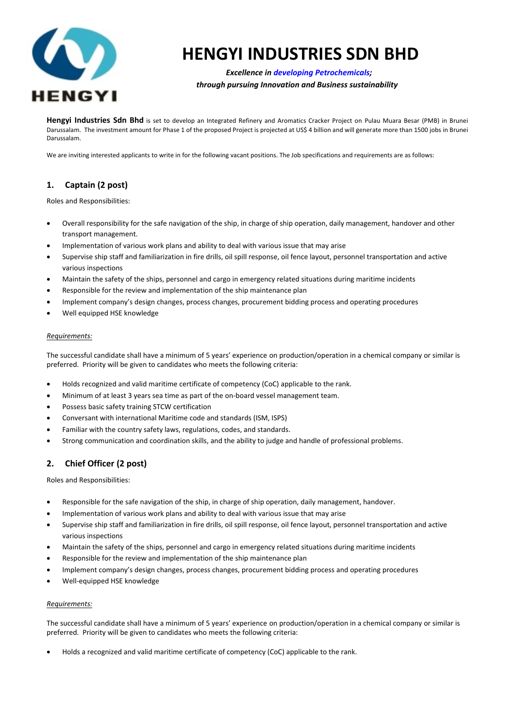# HENGYI INDUSTRIES SDN BHD

***Excellence in developing Petrochemicals;***
***through pursuing Innovation and Business sustainability***

**Hengyi Industries Sdn Bhd** is set to develop an Integrated Refinery and Aromatics Cracker Project on Pulau Muara Besar (PMB) in Brunei Darussalam. The investment amount for Phase 1 of the proposed Project is projected at US$ 4 billion and will generate more than 1500 jobs in Brunei Darussalam.

We are inviting interested applicants to write in for the following vacant positions. The Job specifications and requirements are as follows:

## 1. Captain (2 post)

Roles and Responsibilities:

- Overall responsibility for the safe navigation of the ship, in charge of ship operation, daily management, handover and other transport management.
- Implementation of various work plans and ability to deal with various issue that may arise
- Supervise ship staff and familiarization in fire drills, oil spill response, oil fence layout, personnel transportation and active various inspections
- Maintain the safety of the ships, personnel and cargo in emergency related situations during maritime incidents
- Responsible for the review and implementation of the ship maintenance plan
- Implement company's design changes, process changes, procurement bidding process and operating procedures
- Well equipped HSE knowledge

*Requirements:*

The successful candidate shall have a minimum of 5 years' experience on production/operation in a chemical company or similar is preferred. Priority will be given to candidates who meets the following criteria:

- Holds recognized and valid maritime certificate of competency (CoC) applicable to the rank.
- Minimum of at least 3 years sea time as part of the on-board vessel management team.
- Possess basic safety training STCW certification
- Conversant with international Maritime code and standards (ISM, ISPS)
- Familiar with the country safety laws, regulations, codes, and standards.
- Strong communication and coordination skills, and the ability to judge and handle of professional problems.

## 2. Chief Officer (2 post)

Roles and Responsibilities:

- Responsible for the safe navigation of the ship, in charge of ship operation, daily management, handover.
- Implementation of various work plans and ability to deal with various issue that may arise
- Supervise ship staff and familiarization in fire drills, oil spill response, oil fence layout, personnel transportation and active various inspections
- Maintain the safety of the ships, personnel and cargo in emergency related situations during maritime incidents
- Responsible for the review and implementation of the ship maintenance plan
- Implement company's design changes, process changes, procurement bidding process and operating procedures
- Well-equipped HSE knowledge

*Requirements:*

The successful candidate shall have a minimum of 5 years' experience on production/operation in a chemical company or similar is preferred. Priority will be given to candidates who meets the following criteria:

- Holds a recognized and valid maritime certificate of competency (CoC) applicable to the rank.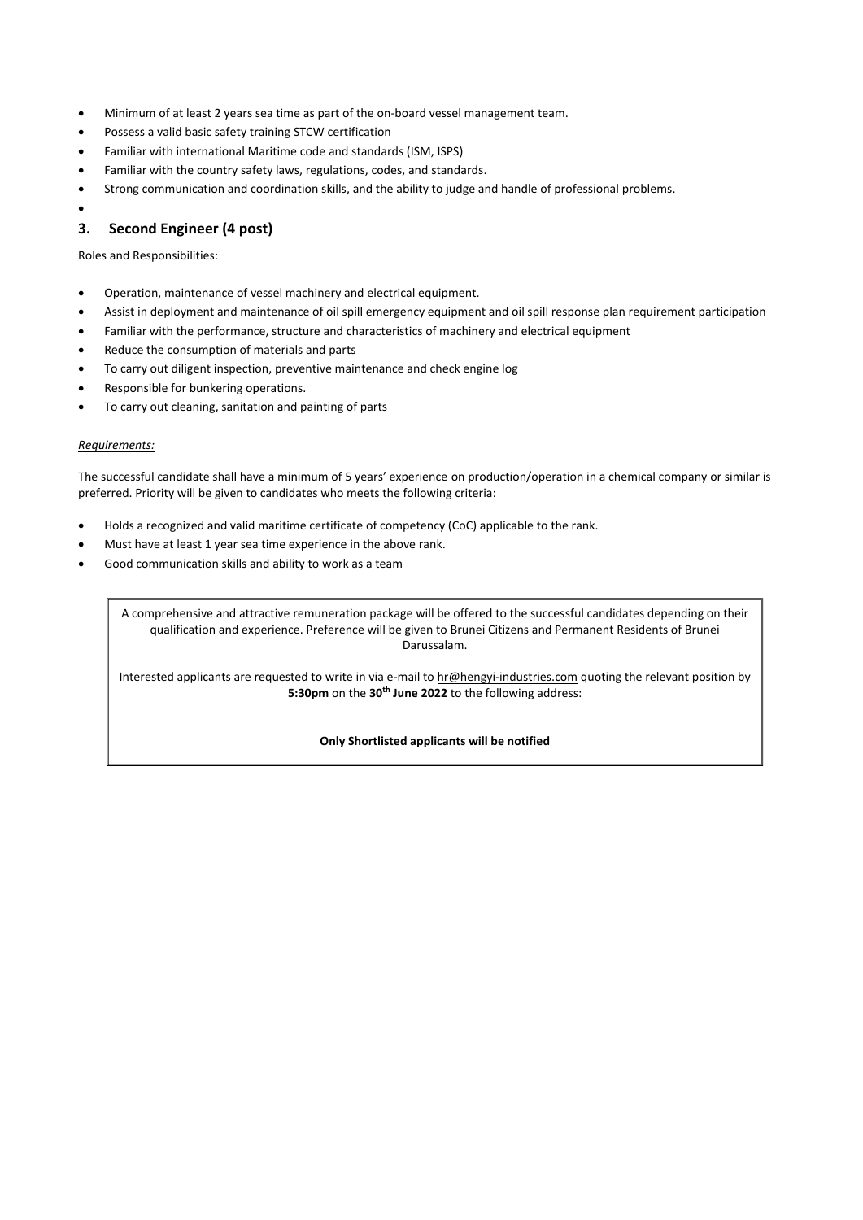- Minimum of at least 2 years sea time as part of the on-board vessel management team.
- Possess a valid basic safety training STCW certification
- Familiar with international Maritime code and standards (ISM, ISPS)
- Familiar with the country safety laws, regulations, codes, and standards.
- Strong communication and coordination skills, and the ability to judge and handle of professional problems.

## 3. Second Engineer (4 post)

Roles and Responsibilities:

- Operation, maintenance of vessel machinery and electrical equipment.
- Assist in deployment and maintenance of oil spill emergency equipment and oil spill response plan requirement participation
- Familiar with the performance, structure and characteristics of machinery and electrical equipment
- Reduce the consumption of materials and parts
- To carry out diligent inspection, preventive maintenance and check engine log
- Responsible for bunkering operations.
- To carry out cleaning, sanitation and painting of parts

*Requirements:*

The successful candidate shall have a minimum of 5 years' experience on production/operation in a chemical company or similar is preferred. Priority will be given to candidates who meets the following criteria:

- Holds a recognized and valid maritime certificate of competency (CoC) applicable to the rank.
- Must have at least 1 year sea time experience in the above rank.
- Good communication skills and ability to work as a team

A comprehensive and attractive remuneration package will be offered to the successful candidates depending on their qualification and experience. Preference will be given to Brunei Citizens and Permanent Residents of Brunei Darussalam.

Interested applicants are requested to write in via e-mail to hr@hengyi-industries.com quoting the relevant position by **5:30pm** on the **30th June 2022** to the following address:

**Only Shortlisted applicants will be notified**